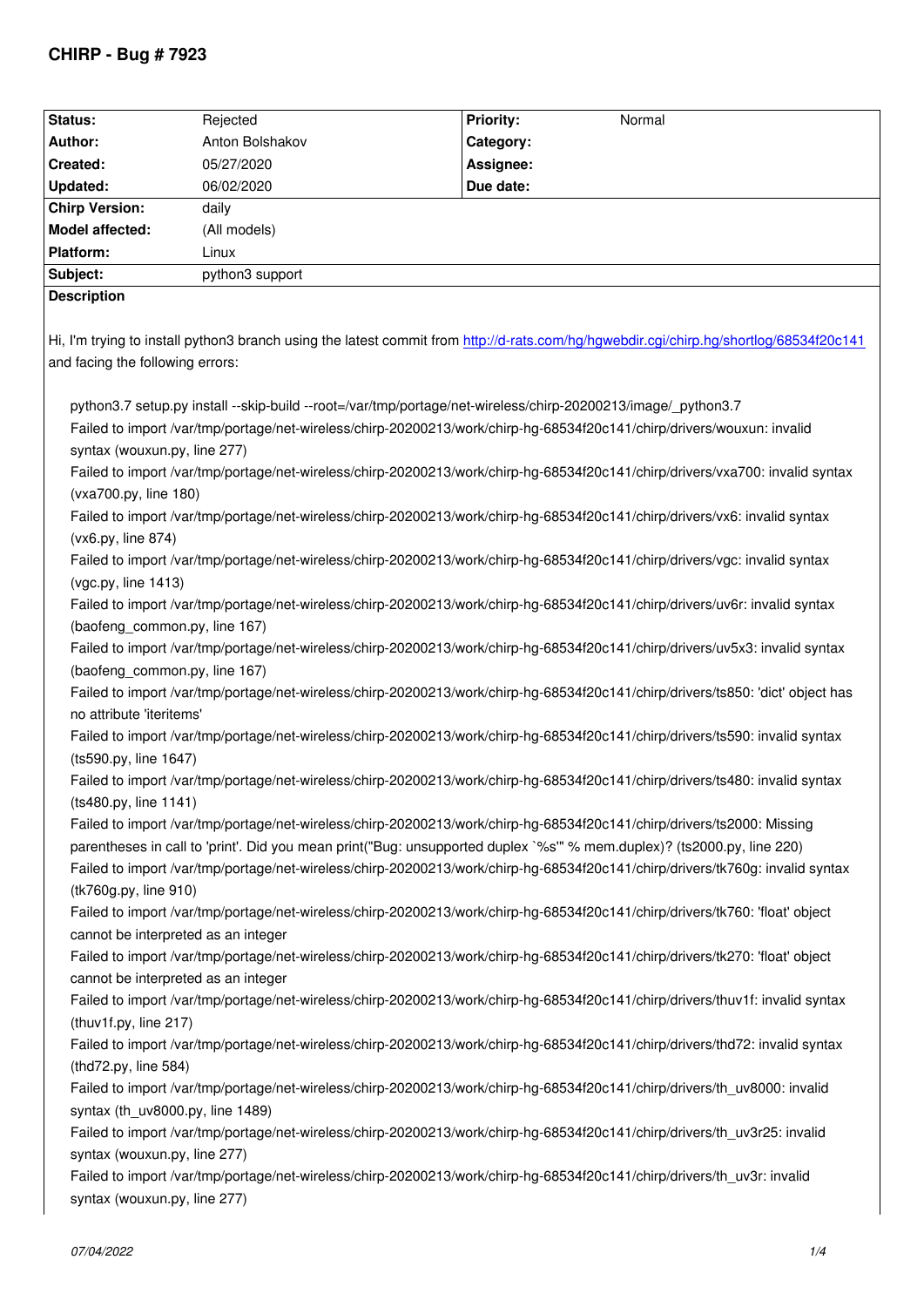# CHIRP - Bug # 7923

| Status: | Rejected | Priority: | Normal |
|---|---|---|---|
| Author: | Anton Bolshakov | Category: | |
| Created: | 05/27/2020 | Assignee: | |
| Updated: | 06/02/2020 | Due date: | |
| Chirp Version: | daily | | |
| Model affected: | (All models) | | |
| Platform: | Linux | | |
| Subject: | python3 support | | |

**Description**

Hi, I'm trying to install python3 branch using the latest commit from http://d-rats.com/hg/hgwebdir.cgi/chirp.hg/shortlog/68534f20c141 and facing the following errors:

```
python3.7 setup.py install --skip-build --root=/var/tmp/portage/net-wireless/chirp-20200213/image/_python3.7
Failed to import /var/tmp/portage/net-wireless/chirp-20200213/work/chirp-hg-68534f20c141/chirp/drivers/wouxun: invalid syntax (wouxun.py, line 277)
Failed to import /var/tmp/portage/net-wireless/chirp-20200213/work/chirp-hg-68534f20c141/chirp/drivers/vxa700: invalid syntax (vxa700.py, line 180)
Failed to import /var/tmp/portage/net-wireless/chirp-20200213/work/chirp-hg-68534f20c141/chirp/drivers/vx6: invalid syntax (vx6.py, line 874)
Failed to import /var/tmp/portage/net-wireless/chirp-20200213/work/chirp-hg-68534f20c141/chirp/drivers/vgc: invalid syntax (vgc.py, line 1413)
Failed to import /var/tmp/portage/net-wireless/chirp-20200213/work/chirp-hg-68534f20c141/chirp/drivers/uv6r: invalid syntax (baofeng_common.py, line 167)
Failed to import /var/tmp/portage/net-wireless/chirp-20200213/work/chirp-hg-68534f20c141/chirp/drivers/uv5x3: invalid syntax (baofeng_common.py, line 167)
Failed to import /var/tmp/portage/net-wireless/chirp-20200213/work/chirp-hg-68534f20c141/chirp/drivers/ts850: 'dict' object has no attribute 'iteritems'
Failed to import /var/tmp/portage/net-wireless/chirp-20200213/work/chirp-hg-68534f20c141/chirp/drivers/ts590: invalid syntax (ts590.py, line 1647)
Failed to import /var/tmp/portage/net-wireless/chirp-20200213/work/chirp-hg-68534f20c141/chirp/drivers/ts480: invalid syntax (ts480.py, line 1141)
Failed to import /var/tmp/portage/net-wireless/chirp-20200213/work/chirp-hg-68534f20c141/chirp/drivers/ts2000: Missing parentheses in call to 'print'. Did you mean print("Bug: unsupported duplex `%s'" % mem.duplex)? (ts2000.py, line 220)
Failed to import /var/tmp/portage/net-wireless/chirp-20200213/work/chirp-hg-68534f20c141/chirp/drivers/tk760g: invalid syntax (tk760g.py, line 910)
Failed to import /var/tmp/portage/net-wireless/chirp-20200213/work/chirp-hg-68534f20c141/chirp/drivers/tk760: 'float' object cannot be interpreted as an integer
Failed to import /var/tmp/portage/net-wireless/chirp-20200213/work/chirp-hg-68534f20c141/chirp/drivers/tk270: 'float' object cannot be interpreted as an integer
Failed to import /var/tmp/portage/net-wireless/chirp-20200213/work/chirp-hg-68534f20c141/chirp/drivers/thuv1f: invalid syntax (thuv1f.py, line 217)
Failed to import /var/tmp/portage/net-wireless/chirp-20200213/work/chirp-hg-68534f20c141/chirp/drivers/thd72: invalid syntax (thd72.py, line 584)
Failed to import /var/tmp/portage/net-wireless/chirp-20200213/work/chirp-hg-68534f20c141/chirp/drivers/th_uv8000: invalid syntax (th_uv8000.py, line 1489)
Failed to import /var/tmp/portage/net-wireless/chirp-20200213/work/chirp-hg-68534f20c141/chirp/drivers/th_uv3r25: invalid syntax (wouxun.py, line 277)
Failed to import /var/tmp/portage/net-wireless/chirp-20200213/work/chirp-hg-68534f20c141/chirp/drivers/th_uv3r: invalid syntax (wouxun.py, line 277)
```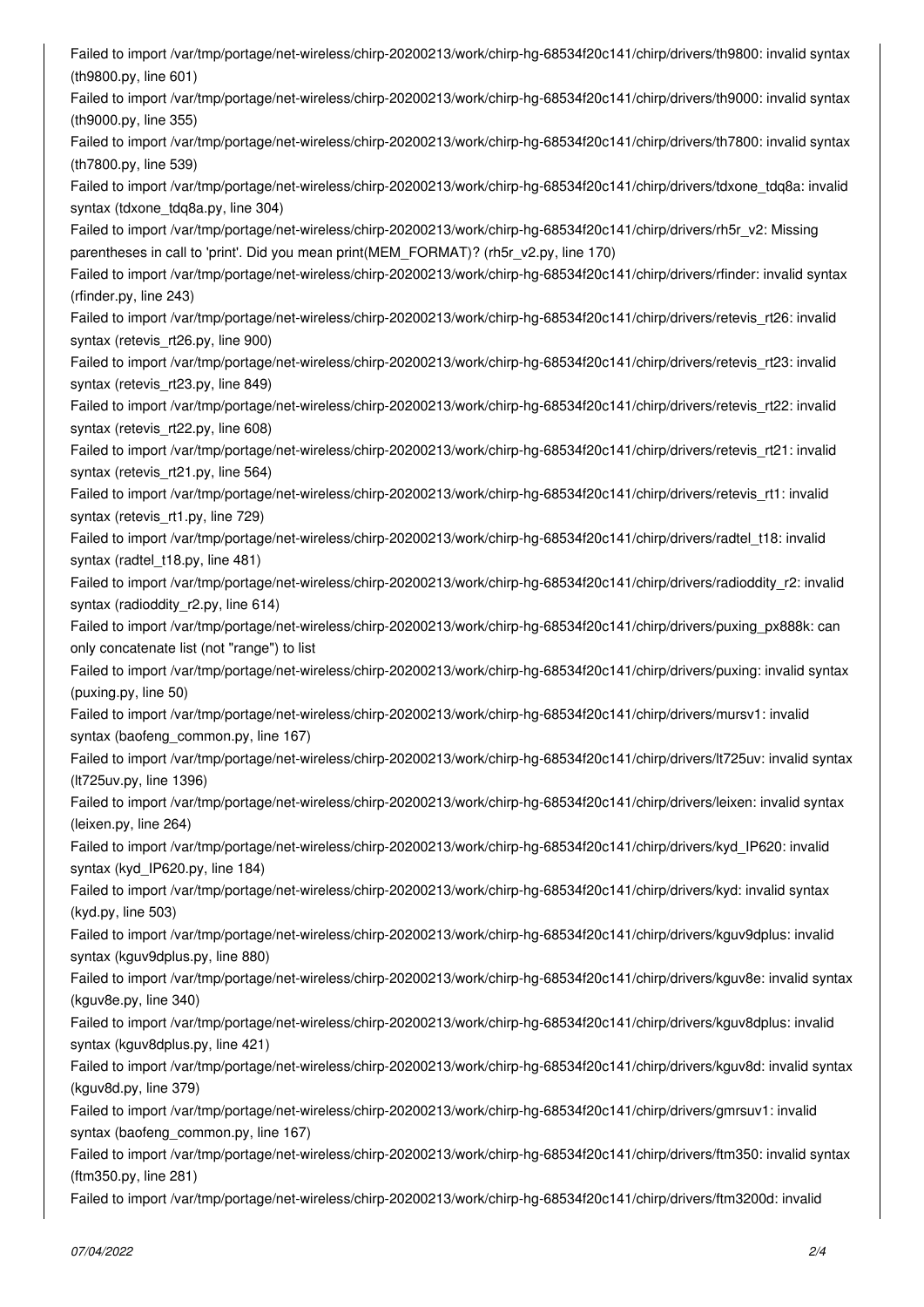Failed to import /var/tmp/portage/net-wireless/chirp-20200213/work/chirp-hg-68534f20c141/chirp/drivers/th9800: invalid syntax (th9800.py, line 601)

Failed to import /var/tmp/portage/net-wireless/chirp-20200213/work/chirp-hg-68534f20c141/chirp/drivers/th9000: invalid syntax (th9000.py, line 355)

Failed to import /var/tmp/portage/net-wireless/chirp-20200213/work/chirp-hg-68534f20c141/chirp/drivers/th7800: invalid syntax (th7800.py, line 539)

Failed to import /var/tmp/portage/net-wireless/chirp-20200213/work/chirp-hg-68534f20c141/chirp/drivers/tdxone_tdq8a: invalid syntax (tdxone_tdq8a.py, line 304)

Failed to import /var/tmp/portage/net-wireless/chirp-20200213/work/chirp-hg-68534f20c141/chirp/drivers/rh5r_v2: Missing parentheses in call to 'print'. Did you mean print(MEM_FORMAT)? (rh5r_v2.py, line 170)

Failed to import /var/tmp/portage/net-wireless/chirp-20200213/work/chirp-hg-68534f20c141/chirp/drivers/rfinder: invalid syntax (rfinder.py, line 243)

Failed to import /var/tmp/portage/net-wireless/chirp-20200213/work/chirp-hg-68534f20c141/chirp/drivers/retevis_rt26: invalid syntax (retevis_rt26.py, line 900)

Failed to import /var/tmp/portage/net-wireless/chirp-20200213/work/chirp-hg-68534f20c141/chirp/drivers/retevis_rt23: invalid syntax (retevis_rt23.py, line 849)

Failed to import /var/tmp/portage/net-wireless/chirp-20200213/work/chirp-hg-68534f20c141/chirp/drivers/retevis_rt22: invalid syntax (retevis_rt22.py, line 608)

Failed to import /var/tmp/portage/net-wireless/chirp-20200213/work/chirp-hg-68534f20c141/chirp/drivers/retevis_rt21: invalid syntax (retevis_rt21.py, line 564)

Failed to import /var/tmp/portage/net-wireless/chirp-20200213/work/chirp-hg-68534f20c141/chirp/drivers/retevis_rt1: invalid syntax (retevis_rt1.py, line 729)

Failed to import /var/tmp/portage/net-wireless/chirp-20200213/work/chirp-hg-68534f20c141/chirp/drivers/radtel_t18: invalid syntax (radtel_t18.py, line 481)

Failed to import /var/tmp/portage/net-wireless/chirp-20200213/work/chirp-hg-68534f20c141/chirp/drivers/radioddity_r2: invalid syntax (radioddity_r2.py, line 614)

Failed to import /var/tmp/portage/net-wireless/chirp-20200213/work/chirp-hg-68534f20c141/chirp/drivers/puxing_px888k: can only concatenate list (not "range") to list

Failed to import /var/tmp/portage/net-wireless/chirp-20200213/work/chirp-hg-68534f20c141/chirp/drivers/puxing: invalid syntax (puxing.py, line 50)

Failed to import /var/tmp/portage/net-wireless/chirp-20200213/work/chirp-hg-68534f20c141/chirp/drivers/mursv1: invalid syntax (baofeng_common.py, line 167)

Failed to import /var/tmp/portage/net-wireless/chirp-20200213/work/chirp-hg-68534f20c141/chirp/drivers/lt725uv: invalid syntax (lt725uv.py, line 1396)

Failed to import /var/tmp/portage/net-wireless/chirp-20200213/work/chirp-hg-68534f20c141/chirp/drivers/leixen: invalid syntax (leixen.py, line 264)

Failed to import /var/tmp/portage/net-wireless/chirp-20200213/work/chirp-hg-68534f20c141/chirp/drivers/kyd_IP620: invalid syntax (kyd_IP620.py, line 184)

Failed to import /var/tmp/portage/net-wireless/chirp-20200213/work/chirp-hg-68534f20c141/chirp/drivers/kyd: invalid syntax (kyd.py, line 503)

Failed to import /var/tmp/portage/net-wireless/chirp-20200213/work/chirp-hg-68534f20c141/chirp/drivers/kguv9dplus: invalid syntax (kguv9dplus.py, line 880)

Failed to import /var/tmp/portage/net-wireless/chirp-20200213/work/chirp-hg-68534f20c141/chirp/drivers/kguv8e: invalid syntax (kguv8e.py, line 340)

Failed to import /var/tmp/portage/net-wireless/chirp-20200213/work/chirp-hg-68534f20c141/chirp/drivers/kguv8dplus: invalid syntax (kguv8dplus.py, line 421)

Failed to import /var/tmp/portage/net-wireless/chirp-20200213/work/chirp-hg-68534f20c141/chirp/drivers/kguv8d: invalid syntax (kguv8d.py, line 379)

Failed to import /var/tmp/portage/net-wireless/chirp-20200213/work/chirp-hg-68534f20c141/chirp/drivers/gmrsuv1: invalid syntax (baofeng_common.py, line 167)

Failed to import /var/tmp/portage/net-wireless/chirp-20200213/work/chirp-hg-68534f20c141/chirp/drivers/ftm350: invalid syntax (ftm350.py, line 281)

Failed to import /var/tmp/portage/net-wireless/chirp-20200213/work/chirp-hg-68534f20c141/chirp/drivers/ftm3200d: invalid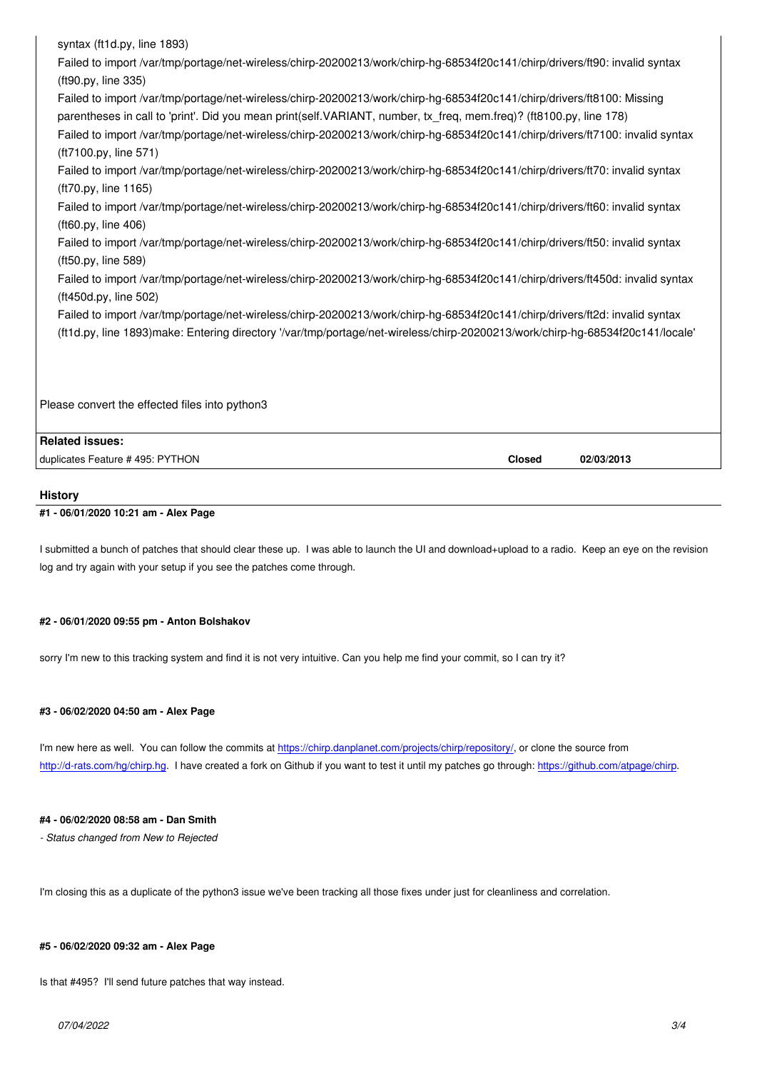syntax (ft1d.py, line 1893)

Failed to import /var/tmp/portage/net-wireless/chirp-20200213/work/chirp-hg-68534f20c141/chirp/drivers/ft90: invalid syntax (ft90.py, line 335)

Failed to import /var/tmp/portage/net-wireless/chirp-20200213/work/chirp-hg-68534f20c141/chirp/drivers/ft8100: Missing parentheses in call to 'print'. Did you mean print(self.VARIANT, number, tx_freq, mem.freq)? (ft8100.py, line 178)

Failed to import /var/tmp/portage/net-wireless/chirp-20200213/work/chirp-hg-68534f20c141/chirp/drivers/ft7100: invalid syntax (ft7100.py, line 571)

Failed to import /var/tmp/portage/net-wireless/chirp-20200213/work/chirp-hg-68534f20c141/chirp/drivers/ft70: invalid syntax (ft70.py, line 1165)

Failed to import /var/tmp/portage/net-wireless/chirp-20200213/work/chirp-hg-68534f20c141/chirp/drivers/ft60: invalid syntax (ft60.py, line 406)

Failed to import /var/tmp/portage/net-wireless/chirp-20200213/work/chirp-hg-68534f20c141/chirp/drivers/ft50: invalid syntax (ft50.py, line 589)

Failed to import /var/tmp/portage/net-wireless/chirp-20200213/work/chirp-hg-68534f20c141/chirp/drivers/ft450d: invalid syntax (ft450d.py, line 502)

Failed to import /var/tmp/portage/net-wireless/chirp-20200213/work/chirp-hg-68534f20c141/chirp/drivers/ft2d: invalid syntax (ft1d.py, line 1893)make: Entering directory '/var/tmp/portage/net-wireless/chirp-20200213/work/chirp-hg-68534f20c141/locale'

Please convert the effected files into python3

**Related issues:**

| | | |
|---|---|---|
| duplicates Feature # 495: PYTHON | **Closed** | **02/03/2013** |

## History

#### #1 - 06/01/2020 10:21 am - Alex Page

I submitted a bunch of patches that should clear these up. I was able to launch the UI and download+upload to a radio. Keep an eye on the revision log and try again with your setup if you see the patches come through.

#### #2 - 06/01/2020 09:55 pm - Anton Bolshakov

sorry I'm new to this tracking system and find it is not very intuitive. Can you help me find your commit, so I can try it?

#### #3 - 06/02/2020 04:50 am - Alex Page

I'm new here as well. You can follow the commits at https://chirp.danplanet.com/projects/chirp/repository/, or clone the source from http://d-rats.com/hg/chirp.hg. I have created a fork on Github if you want to test it until my patches go through: https://github.com/atpage/chirp.

#### #4 - 06/02/2020 08:58 am - Dan Smith

*- Status changed from New to Rejected*

I'm closing this as a duplicate of the python3 issue we've been tracking all those fixes under just for cleanliness and correlation.

#### #5 - 06/02/2020 09:32 am - Alex Page

Is that #495? I'll send future patches that way instead.